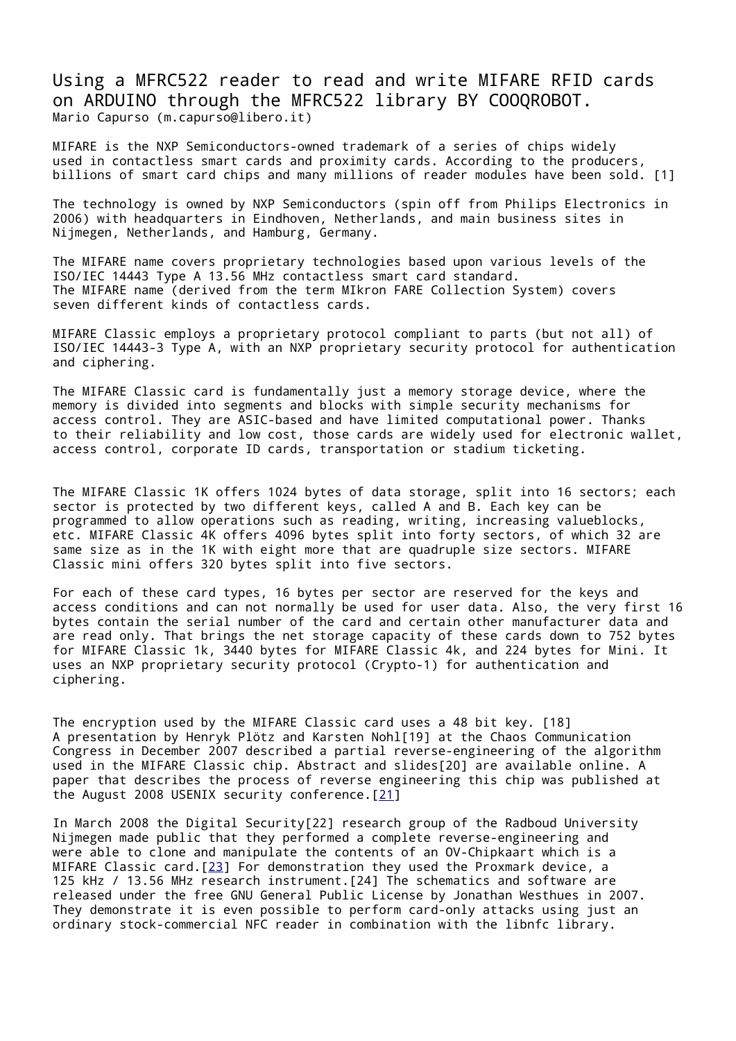# Using a MFRC522 reader to read and write MIFARE RFID cards on ARDUINO through the MFRC522 library BY COOQROBOT.

Mario Capurso (m.capurso@libero.it)

MIFARE is the NXP Semiconductors-owned trademark of a series of chips widely used in contactless smart cards and proximity cards. According to the producers, billions of smart card chips and many millions of reader modules have been sold. [1]

The technology is owned by NXP Semiconductors (spin off from Philips Electronics in 2006) with headquarters in Eindhoven, Netherlands, and main business sites in Nijmegen, Netherlands, and Hamburg, Germany.

The MIFARE name covers proprietary technologies based upon various levels of the ISO/IEC 14443 Type A 13.56 MHz contactless smart card standard.
The MIFARE name (derived from the term MIkron FARE Collection System) covers seven different kinds of contactless cards.

MIFARE Classic employs a proprietary protocol compliant to parts (but not all) of ISO/IEC 14443-3 Type A, with an NXP proprietary security protocol for authentication and ciphering.

The MIFARE Classic card is fundamentally just a memory storage device, where the memory is divided into segments and blocks with simple security mechanisms for access control. They are ASIC-based and have limited computational power. Thanks to their reliability and low cost, those cards are widely used for electronic wallet, access control, corporate ID cards, transportation or stadium ticketing.

The MIFARE Classic 1K offers 1024 bytes of data storage, split into 16 sectors; each sector is protected by two different keys, called A and B. Each key can be programmed to allow operations such as reading, writing, increasing valueblocks, etc. MIFARE Classic 4K offers 4096 bytes split into forty sectors, of which 32 are same size as in the 1K with eight more that are quadruple size sectors. MIFARE Classic mini offers 320 bytes split into five sectors.

For each of these card types, 16 bytes per sector are reserved for the keys and access conditions and can not normally be used for user data. Also, the very first 16 bytes contain the serial number of the card and certain other manufacturer data and are read only. That brings the net storage capacity of these cards down to 752 bytes for MIFARE Classic 1k, 3440 bytes for MIFARE Classic 4k, and 224 bytes for Mini. It uses an NXP proprietary security protocol (Crypto-1) for authentication and ciphering.

The encryption used by the MIFARE Classic card uses a 48 bit key. [18]
A presentation by Henryk Plötz and Karsten Nohl[19] at the Chaos Communication Congress in December 2007 described a partial reverse-engineering of the algorithm used in the MIFARE Classic chip. Abstract and slides[20] are available online. A paper that describes the process of reverse engineering this chip was published at the August 2008 USENIX security conference.[21]

In March 2008 the Digital Security[22] research group of the Radboud University Nijmegen made public that they performed a complete reverse-engineering and were able to clone and manipulate the contents of an OV-Chipkaart which is a MIFARE Classic card.[23] For demonstration they used the Proxmark device, a 125 kHz / 13.56 MHz research instrument.[24] The schematics and software are released under the free GNU General Public License by Jonathan Westhues in 2007. They demonstrate it is even possible to perform card-only attacks using just an ordinary stock-commercial NFC reader in combination with the libnfc library.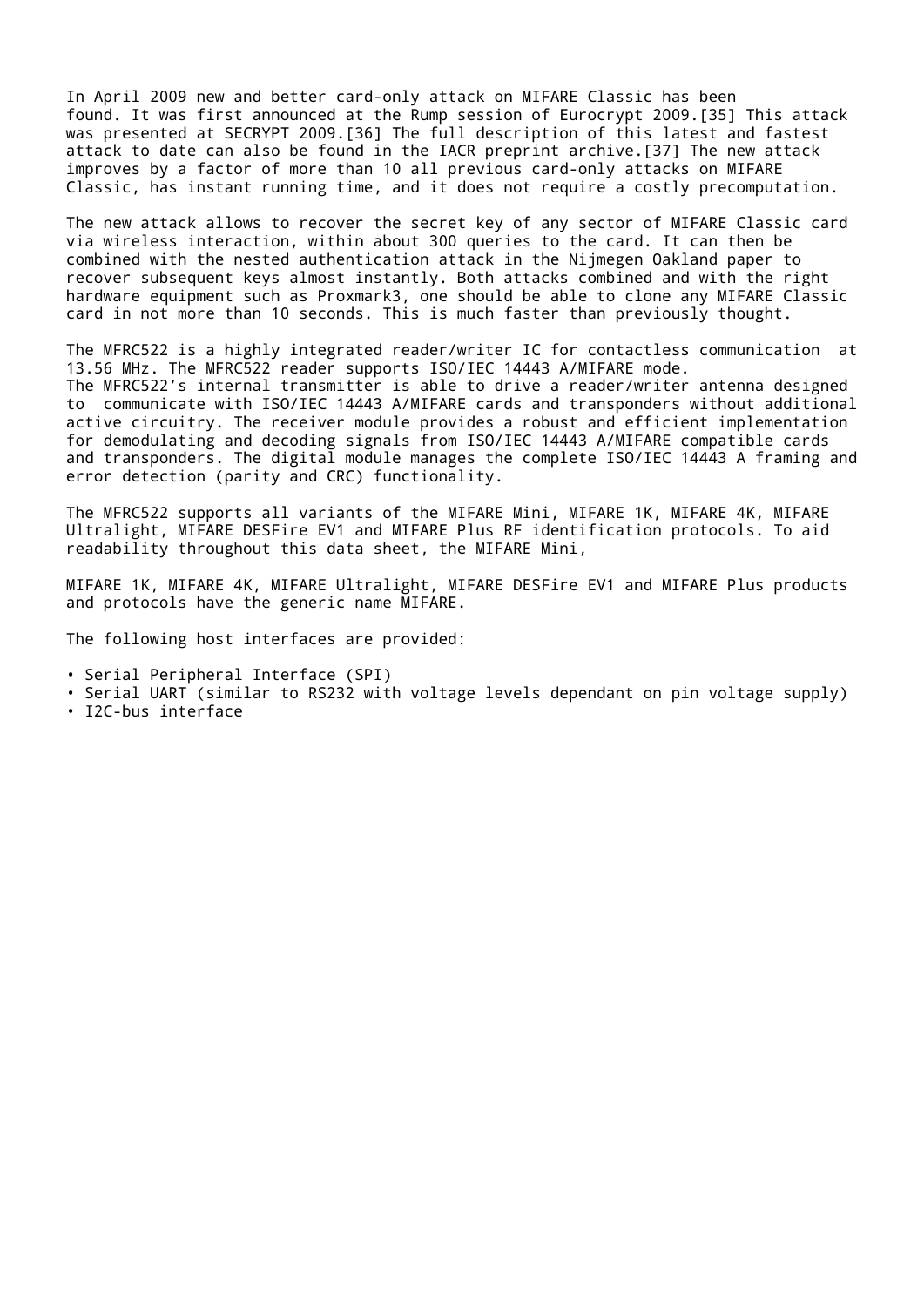In April 2009 new and better card-only attack on MIFARE Classic has been found. It was first announced at the Rump session of Eurocrypt 2009.[35] This attack was presented at SECRYPT 2009.[36] The full description of this latest and fastest attack to date can also be found in the IACR preprint archive.[37] The new attack improves by a factor of more than 10 all previous card-only attacks on MIFARE Classic, has instant running time, and it does not require a costly precomputation.

The new attack allows to recover the secret key of any sector of MIFARE Classic card via wireless interaction, within about 300 queries to the card. It can then be combined with the nested authentication attack in the Nijmegen Oakland paper to recover subsequent keys almost instantly. Both attacks combined and with the right hardware equipment such as Proxmark3, one should be able to clone any MIFARE Classic card in not more than 10 seconds. This is much faster than previously thought.

The MFRC522 is a highly integrated reader/writer IC for contactless communication at 13.56 MHz. The MFRC522 reader supports ISO/IEC 14443 A/MIFARE mode.
The MFRC522's internal transmitter is able to drive a reader/writer antenna designed to communicate with ISO/IEC 14443 A/MIFARE cards and transponders without additional active circuitry. The receiver module provides a robust and efficient implementation for demodulating and decoding signals from ISO/IEC 14443 A/MIFARE compatible cards and transponders. The digital module manages the complete ISO/IEC 14443 A framing and error detection (parity and CRC) functionality.

The MFRC522 supports all variants of the MIFARE Mini, MIFARE 1K, MIFARE 4K, MIFARE Ultralight, MIFARE DESFire EV1 and MIFARE Plus RF identification protocols. To aid readability throughout this data sheet, the MIFARE Mini,

MIFARE 1K, MIFARE 4K, MIFARE Ultralight, MIFARE DESFire EV1 and MIFARE Plus products and protocols have the generic name MIFARE.

The following host interfaces are provided:

- Serial Peripheral Interface (SPI)
- Serial UART (similar to RS232 with voltage levels dependant on pin voltage supply)
- I2C-bus interface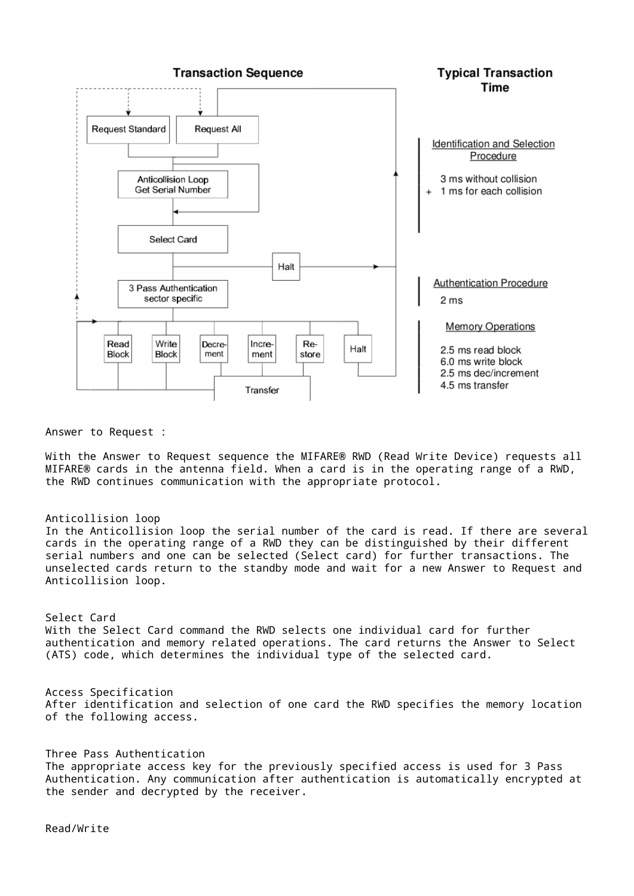**Transaction Sequence**

**Typical Transaction Time**

Identification and Selection Procedure

3 ms without collision
+ 1 ms for each collision

Authentication Procedure

2 ms

Memory Operations

2.5 ms read block
6.0 ms write block
2.5 ms dec/increment
4.5 ms transfer

Request Standard | Request All | Anticollision Loop Get Serial Number | Select Card | Halt | 3 Pass Authentication sector specific | Read Block | Write Block | Decre-ment | Incre-ment | Re-store | Halt | Transfer

Answer to Request :

With the Answer to Request sequence the MIFARE® RWD (Read Write Device) requests all MIFARE® cards in the antenna field. When a card is in the operating range of a RWD, the RWD continues communication with the appropriate protocol.

Anticollision loop

In the Anticollision loop the serial number of the card is read. If there are several cards in the operating range of a RWD they can be distinguished by their different serial numbers and one can be selected (Select card) for further transactions. The unselected cards return to the standby mode and wait for a new Answer to Request and Anticollision loop.

Select Card

With the Select Card command the RWD selects one individual card for further authentication and memory related operations. The card returns the Answer to Select (ATS) code, which determines the individual type of the selected card.

Access Specification

After identification and selection of one card the RWD specifies the memory location of the following access.

Three Pass Authentication

The appropriate access key for the previously specified access is used for 3 Pass Authentication. Any communication after authentication is automatically encrypted at the sender and decrypted by the receiver.

Read/Write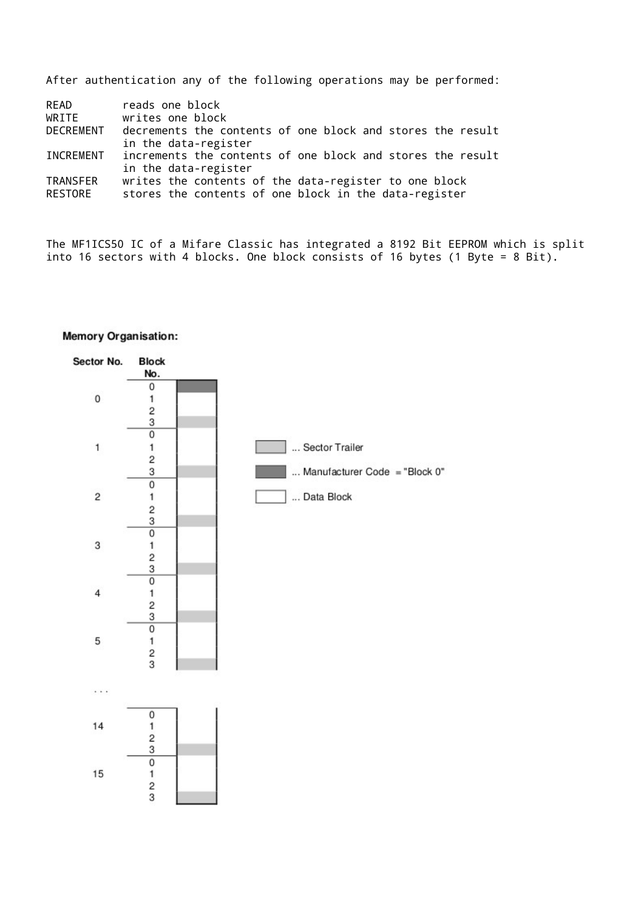After authentication any of the following operations may be performed:

```
READ       reads one block
WRITE      writes one block
DECREMENT  decrements the contents of one block and stores the result
           in the data-register
INCREMENT  increments the contents of one block and stores the result
           in the data-register
TRANSFER   writes the contents of the data-register to one block
RESTORE    stores the contents of one block in the data-register
```

The MF1ICS50 IC of a Mifare Classic has integrated a 8192 Bit EEPROM which is split into 16 sectors with 4 blocks. One block consists of 16 bytes (1 Byte = 8 Bit).

**Memory Organisation:**

| Sector No. | Block No. | Type |
|---|---|---|
| 0 | 0 | Manufacturer Code = "Block 0" |
| | 1 | Data Block |
| | 2 | Data Block |
| | 3 | Sector Trailer |
| 1 | 0 | Data Block |
| | 1 | Data Block |
| | 2 | Data Block |
| | 3 | Sector Trailer |
| 2 | 0 | Data Block |
| | 1 | Data Block |
| | 2 | Data Block |
| | 3 | Sector Trailer |
| 3 | 0 | Data Block |
| | 1 | Data Block |
| | 2 | Data Block |
| | 3 | Sector Trailer |
| 4 | 0 | Data Block |
| | 1 | Data Block |
| | 2 | Data Block |
| | 3 | Sector Trailer |
| 5 | 0 | Data Block |
| | 1 | Data Block |
| | 2 | Data Block |
| | 3 | Sector Trailer |
| ... | | |
| 14 | 0 | Data Block |
| | 1 | Data Block |
| | 2 | Data Block |
| | 3 | Sector Trailer |
| 15 | 0 | Data Block |
| | 1 | Data Block |
| | 2 | Data Block |
| | 3 | Sector Trailer |

... Sector Trailer

... Manufacturer Code = "Block 0"

... Data Block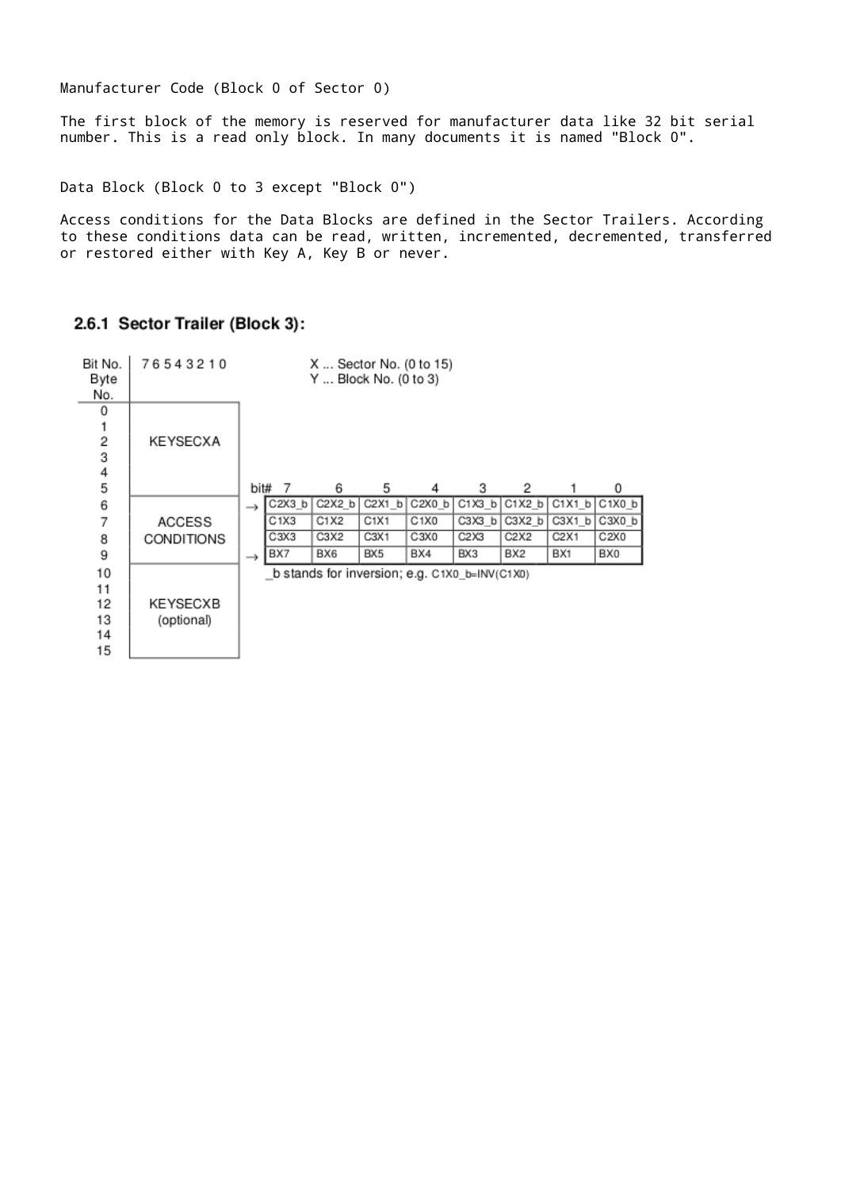Manufacturer Code (Block 0 of Sector 0)

The first block of the memory is reserved for manufacturer data like 32 bit serial number. This is a read only block. In many documents it is named "Block 0".

Data Block (Block 0 to 3 except "Block 0")

Access conditions for the Data Blocks are defined in the Sector Trailers. According to these conditions data can be read, written, incremented, decremented, transferred or restored either with Key A, Key B or never.

### 2.6.1 Sector Trailer (Block 3):

X ... Sector No. (0 to 15)
Y ... Block No. (0 to 3)

| Byte No. | Bit No. 7 6 5 4 3 2 1 0 |
|---|---|
| 0–5 | KEYSECXA |
| 6–9 | ACCESS CONDITIONS |
| 10–15 | KEYSECXB (optional) |

| Byte | bit# 7 | 6 | 5 | 4 | 3 | 2 | 1 | 0 |
|---|---|---|---|---|---|---|---|---|
| 6 | C2X3_b | C2X2_b | C2X1_b | C2X0_b | C1X3_b | C1X2_b | C1X1_b | C1X0_b |
| 7 | C1X3 | C1X2 | C1X1 | C1X0 | C3X3_b | C3X2_b | C3X1_b | C3X0_b |
| 8 | C3X3 | C3X2 | C3X1 | C3X0 | C2X3 | C2X2 | C2X1 | C2X0 |
| 9 | BX7 | BX6 | BX5 | BX4 | BX3 | BX2 | BX1 | BX0 |

_b stands for inversion; e.g. C1X0_b=INV(C1X0)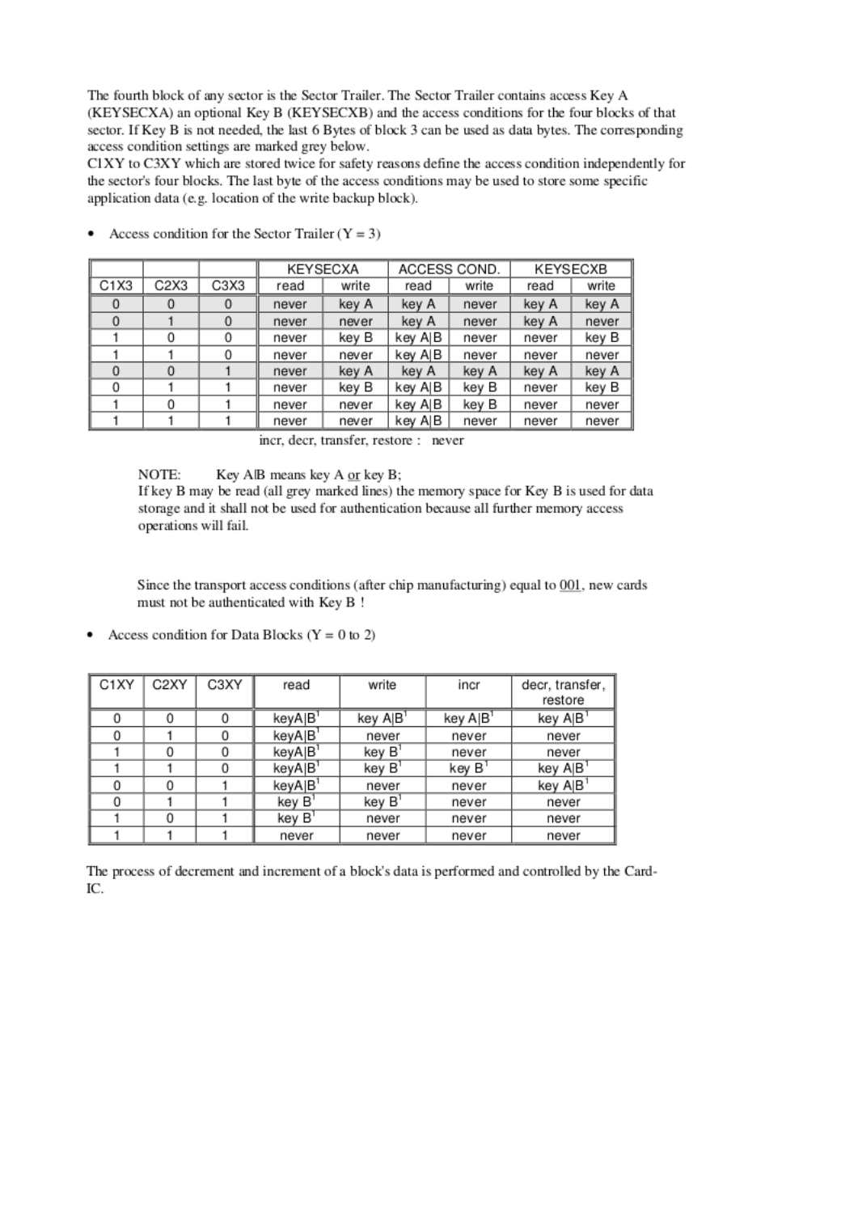The fourth block of any sector is the Sector Trailer. The Sector Trailer contains access Key A (KEYSECXA) an optional Key B (KEYSECXB) and the access conditions for the four blocks of that sector. If Key B is not needed, the last 6 Bytes of block 3 can be used as data bytes. The corresponding access condition settings are marked grey below.
C1XY to C3XY which are stored twice for safety reasons define the access condition independently for the sector's four blocks. The last byte of the access conditions may be used to store some specific application data (e.g. location of the write backup block).

- Access condition for the Sector Trailer (Y = 3)

| | | | KEYSECXA | | ACCESS COND. | | KEYSECXB | |
|---|---|---|---|---|---|---|---|---|
| C1X3 | C2X3 | C3X3 | read | write | read | write | read | write |
| 0 | 0 | 0 | never | key A | key A | never | key A | key A |
| 0 | 1 | 0 | never | never | key A | never | key A | never |
| 1 | 0 | 0 | never | key B | key A\|B | never | never | key B |
| 1 | 1 | 0 | never | never | key A\|B | never | never | never |
| 0 | 0 | 1 | never | key A | key A | key A | key A | key A |
| 0 | 1 | 1 | never | key B | key A\|B | key B | never | key B |
| 1 | 0 | 1 | never | never | key A\|B | key B | never | never |
| 1 | 1 | 1 | never | never | key A\|B | never | never | never |

incr, decr, transfer, restore : never

NOTE: Key A|B means key A or key B;
If key B may be read (all grey marked lines) the memory space for Key B is used for data storage and it shall not be used for authentication because all further memory access operations will fail.

Since the transport access conditions (after chip manufacturing) equal to 001, new cards must not be authenticated with Key B !

- Access condition for Data Blocks (Y = 0 to 2)

| C1XY | C2XY | C3XY | read | write | incr | decr, transfer, restore |
|---|---|---|---|---|---|---|
| 0 | 0 | 0 | keyA\|B[1] | key A\|B[1] | key A\|B[1] | key A\|B[1] |
| 0 | 1 | 0 | keyA\|B[1] | never | never | never |
| 1 | 0 | 0 | keyA\|B[1] | key B[1] | never | never |
| 1 | 1 | 0 | keyA\|B[1] | key B[1] | key B[1] | key A\|B[1] |
| 0 | 0 | 1 | keyA\|B[1] | never | never | key A\|B[1] |
| 0 | 1 | 1 | key B[1] | key B[1] | never | never |
| 1 | 0 | 1 | key B[1] | never | never | never |
| 1 | 1 | 1 | never | never | never | never |

The process of decrement and increment of a block's data is performed and controlled by the Card-IC.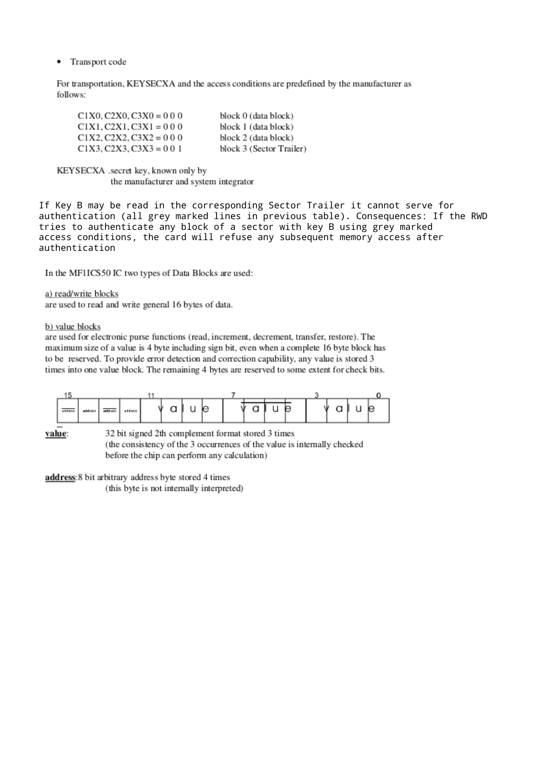- Transport code

For transportation, KEYSECXA and the access conditions are predefined by the manufacturer as follows:

| | |
|---|---|
| C1X0, C2X0, C3X0 = 0 0 0 | block 0 (data block) |
| C1X1, C2X1, C3X1 = 0 0 0 | block 1 (data block) |
| C1X2, C2X2, C3X2 = 0 0 0 | block 2 (data block) |
| C1X3, C2X3, C3X3 = 0 0 1 | block 3 (Sector Trailer) |

KEYSECXA .secret key, known only by the manufacturer and system integrator

If Key B may be read in the corresponding Sector Trailer it cannot serve for authentication (all grey marked lines in previous table). Consequences: If the RWD tries to authenticate any block of a sector with key B using grey marked access conditions, the card will refuse any subsequent memory access after authentication

In the MF1ICS50 IC two types of Data Blocks are used:

a) read/write blocks
are used to read and write general 16 bytes of data.

b) value blocks
are used for electronic purse functions (read, increment, decrement, transfer, restore). The maximum size of a value is 4 byte including sign bit, even when a complete 16 byte block has to be reserved. To provide error detection and correction capability, any value is stored 3 times into one value block. The remaining 4 bytes are reserved to some extent for check bits.

| 15 | | | | 11 | | | | 7 | | | | 3 | | | 0 |
|---|---|---|---|---|---|---|---|---|---|---|---|---|---|---|---|
| $\overline{\text{address}}$ | address | $\overline{\text{address}}$ | address | v | a | l | u e | $\overline{\text{v}}$ | $\overline{\text{a}}$ | $\overline{\text{l}}$ | $\overline{\text{u e}}$ | v | a | l | u e |

**value**: 32 bit signed 2th complement format stored 3 times
(the consistency of the 3 occurrences of the value is internally checked before the chip can perform any calculation)

**address**: 8 bit arbitrary address byte stored 4 times
(this byte is not internally interpreted)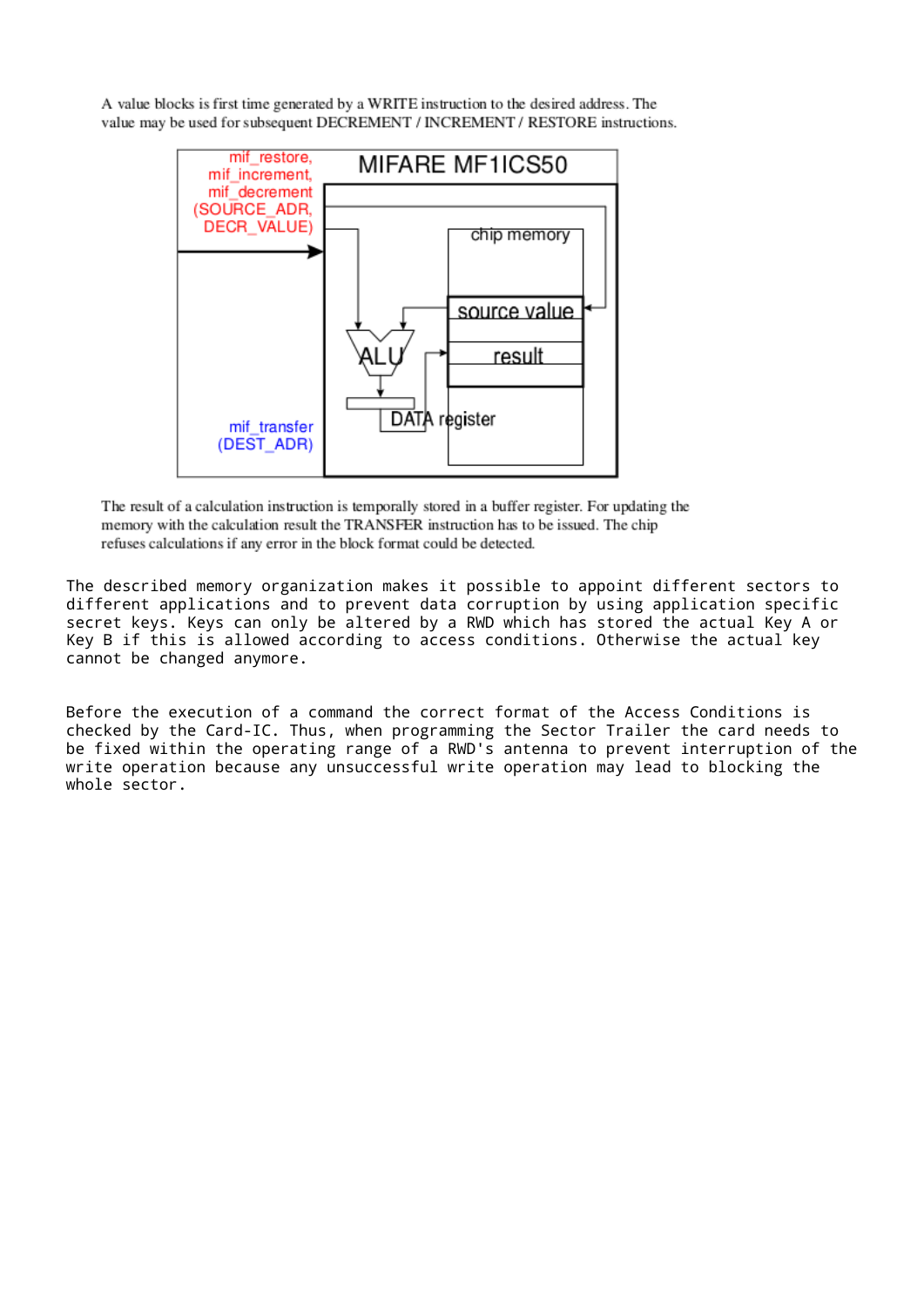A value blocks is first time generated by a WRITE instruction to the desired address. The value may be used for subsequent DECREMENT / INCREMENT / RESTORE instructions.

mif_restore, mif_increment, mif_decrement (SOURCE_ADR, DECR_VALUE)

MIFARE MF1ICS50

chip memory

source value

ALU

result

DATA register

mif_transfer (DEST_ADR)

The result of a calculation instruction is temporally stored in a buffer register. For updating the memory with the calculation result the TRANSFER instruction has to be issued. The chip refuses calculations if any error in the block format could be detected.

The described memory organization makes it possible to appoint different sectors to different applications and to prevent data corruption by using application specific secret keys. Keys can only be altered by a RWD which has stored the actual Key A or Key B if this is allowed according to access conditions. Otherwise the actual key cannot be changed anymore.

Before the execution of a command the correct format of the Access Conditions is checked by the Card-IC. Thus, when programming the Sector Trailer the card needs to be fixed within the operating range of a RWD's antenna to prevent interruption of the write operation because any unsuccessful write operation may lead to blocking the whole sector.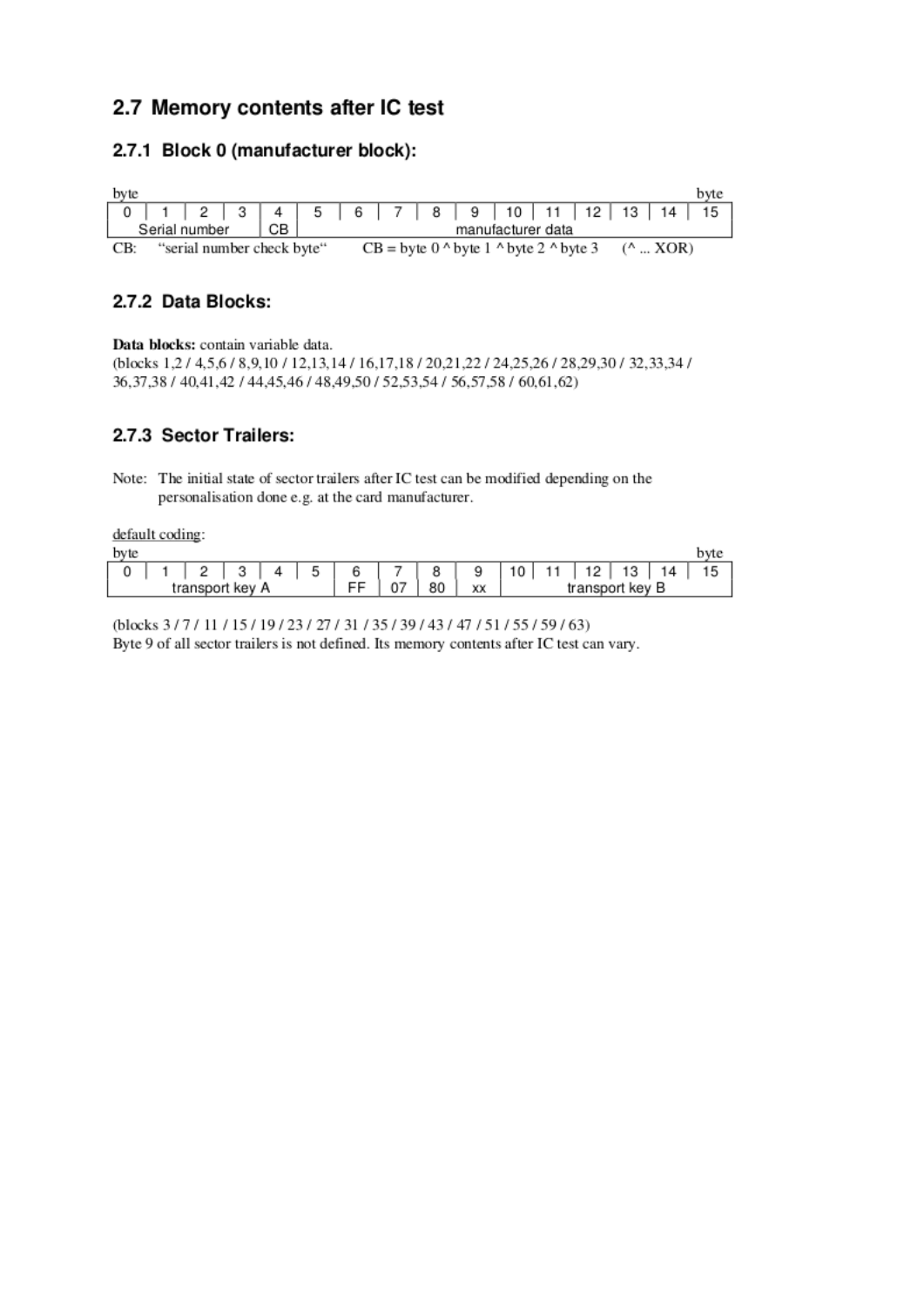## 2.7 Memory contents after IC test

### 2.7.1 Block 0 (manufacturer block):

| 0 | 1 | 2 | 3 | 4 | 5 | 6 | 7 | 8 | 9 | 10 | 11 | 12 | 13 | 14 | 15 |
|---|---|---|---|---|---|---|---|---|---|---|---|---|---|---|---|
| Serial number | | | | CB | manufacturer data | | | | | | | | | | |

CB: "serial number check byte" CB = byte 0 ^ byte 1 ^ byte 2 ^ byte 3 (^ ... XOR)

### 2.7.2 Data Blocks:

**Data blocks:** contain variable data.
(blocks 1,2 / 4,5,6 / 8,9,10 / 12,13,14 / 16,17,18 / 20,21,22 / 24,25,26 / 28,29,30 / 32,33,34 / 36,37,38 / 40,41,42 / 44,45,46 / 48,49,50 / 52,53,54 / 56,57,58 / 60,61,62)

### 2.7.3 Sector Trailers:

Note: The initial state of sector trailers after IC test can be modified depending on the personalisation done e.g. at the card manufacturer.

default coding:

| 0 | 1 | 2 | 3 | 4 | 5 | 6 | 7 | 8 | 9 | 10 | 11 | 12 | 13 | 14 | 15 |
|---|---|---|---|---|---|---|---|---|---|---|---|---|---|---|---|
| transport key A | | | | | | FF | 07 | 80 | xx | transport key B | | | | | |

(blocks 3 / 7 / 11 / 15 / 19 / 23 / 27 / 31 / 35 / 39 / 43 / 47 / 51 / 55 / 59 / 63)
Byte 9 of all sector trailers is not defined. Its memory contents after IC test can vary.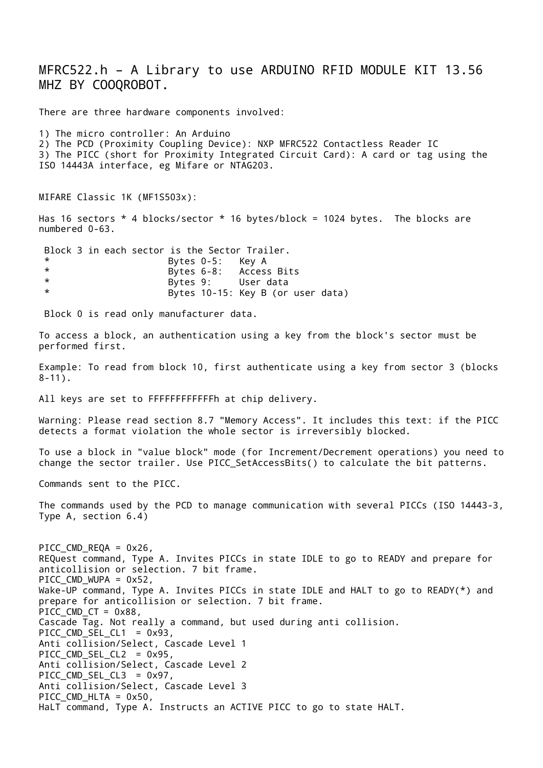## MFRC522.h – A Library to use ARDUINO RFID MODULE KIT 13.56 MHZ BY COOQROBOT.

There are three hardware components involved:

1) The micro controller: An Arduino
2) The PCD (Proximity Coupling Device): NXP MFRC522 Contactless Reader IC
3) The PICC (short for Proximity Integrated Circuit Card): A card or tag using the ISO 14443A interface, eg Mifare or NTAG203.

MIFARE Classic 1K (MF1S503x):

Has 16 sectors * 4 blocks/sector * 16 bytes/block = 1024 bytes. The blocks are numbered 0-63.

```
 Block 3 in each sector is the Sector Trailer.
 *                      Bytes 0-5:   Key A
 *                      Bytes 6-8:   Access Bits
 *                      Bytes 9:     User data
 *                      Bytes 10-15: Key B (or user data)
```

Block 0 is read only manufacturer data.

To access a block, an authentication using a key from the block's sector must be performed first.

Example: To read from block 10, first authenticate using a key from sector 3 (blocks 8-11).

All keys are set to FFFFFFFFFFFFh at chip delivery.

Warning: Please read section 8.7 "Memory Access". It includes this text: if the PICC detects a format violation the whole sector is irreversibly blocked.

To use a block in "value block" mode (for Increment/Decrement operations) you need to change the sector trailer. Use PICC_SetAccessBits() to calculate the bit patterns.

Commands sent to the PICC.

The commands used by the PCD to manage communication with several PICCs (ISO 14443-3, Type A, section 6.4)

PICC_CMD_REQA = 0x26,
REQuest command, Type A. Invites PICCs in state IDLE to go to READY and prepare for anticollision or selection. 7 bit frame.
PICC_CMD_WUPA = 0x52,
Wake-UP command, Type A. Invites PICCs in state IDLE and HALT to go to READY(*) and prepare for anticollision or selection. 7 bit frame.
PICC_CMD_CT = 0x88,
Cascade Tag. Not really a command, but used during anti collision.
PICC_CMD_SEL_CL1 = 0x93,
Anti collision/Select, Cascade Level 1
PICC_CMD_SEL_CL2 = 0x95,
Anti collision/Select, Cascade Level 2
PICC_CMD_SEL_CL3 = 0x97,
Anti collision/Select, Cascade Level 3
PICC_CMD_HLTA = 0x50,
HaLT command, Type A. Instructs an ACTIVE PICC to go to state HALT.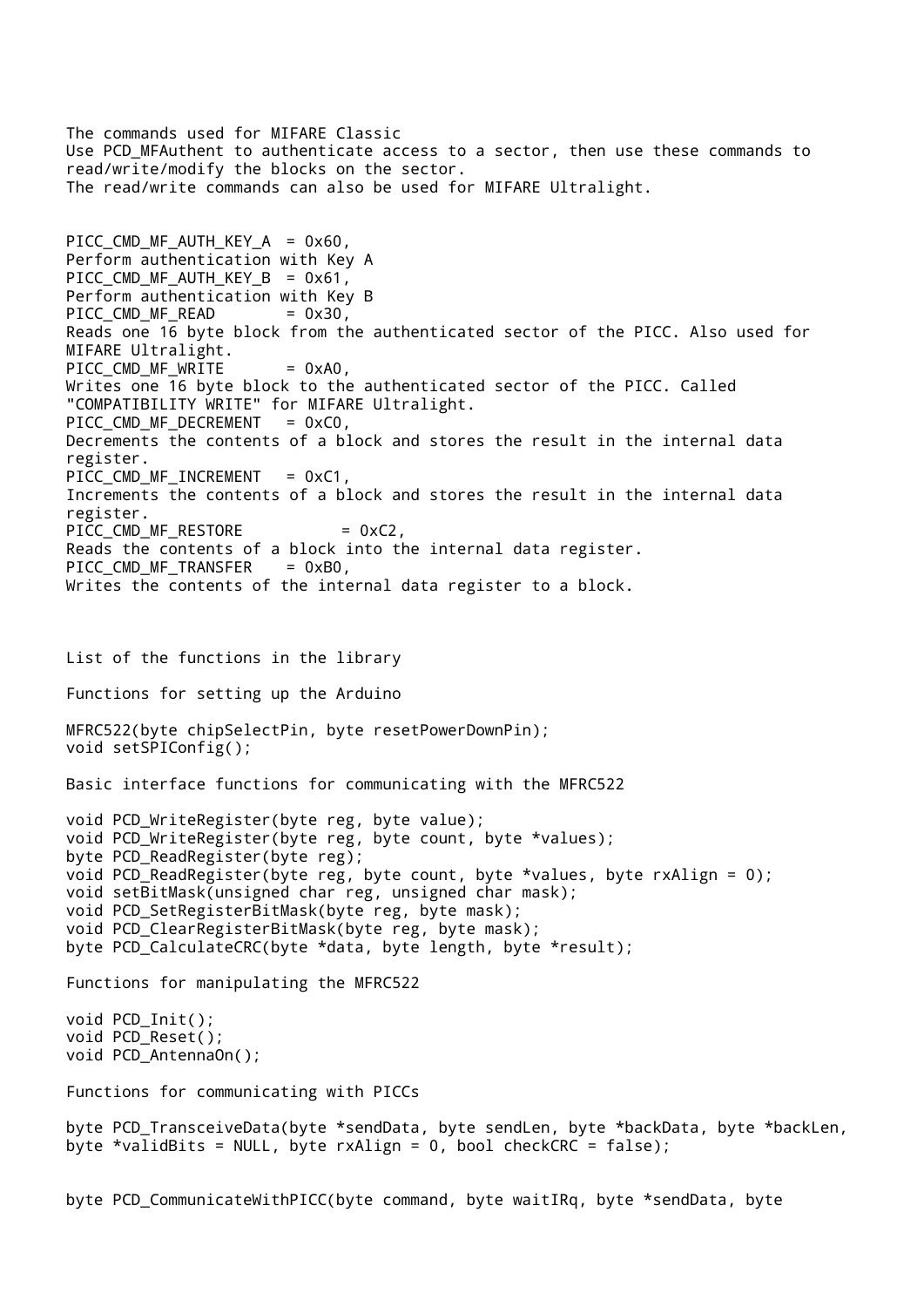The commands used for MIFARE Classic
Use PCD_MFAuthent to authenticate access to a sector, then use these commands to read/write/modify the blocks on the sector.
The read/write commands can also be used for MIFARE Ultralight.

PICC_CMD_MF_AUTH_KEY_A = 0x60,
Perform authentication with Key A
PICC_CMD_MF_AUTH_KEY_B = 0x61,
Perform authentication with Key B
PICC_CMD_MF_READ = 0x30,
Reads one 16 byte block from the authenticated sector of the PICC. Also used for MIFARE Ultralight.
PICC_CMD_MF_WRITE = 0xA0,
Writes one 16 byte block to the authenticated sector of the PICC. Called "COMPATIBILITY WRITE" for MIFARE Ultralight.
PICC_CMD_MF_DECREMENT = 0xC0,
Decrements the contents of a block and stores the result in the internal data register.
PICC_CMD_MF_INCREMENT = 0xC1,
Increments the contents of a block and stores the result in the internal data register.
PICC_CMD_MF_RESTORE = 0xC2,
Reads the contents of a block into the internal data register.
PICC_CMD_MF_TRANSFER = 0xB0,
Writes the contents of the internal data register to a block.

List of the functions in the library

Functions for setting up the Arduino

```
MFRC522(byte chipSelectPin, byte resetPowerDownPin);
void setSPIConfig();
```

Basic interface functions for communicating with the MFRC522

```
void PCD_WriteRegister(byte reg, byte value);
void PCD_WriteRegister(byte reg, byte count, byte *values);
byte PCD_ReadRegister(byte reg);
void PCD_ReadRegister(byte reg, byte count, byte *values, byte rxAlign = 0);
void setBitMask(unsigned char reg, unsigned char mask);
void PCD_SetRegisterBitMask(byte reg, byte mask);
void PCD_ClearRegisterBitMask(byte reg, byte mask);
byte PCD_CalculateCRC(byte *data, byte length, byte *result);
```

Functions for manipulating the MFRC522

```
void PCD_Init();
void PCD_Reset();
void PCD_AntennaOn();
```

Functions for communicating with PICCs

```
byte PCD_TransceiveData(byte *sendData, byte sendLen, byte *backData, byte *backLen,
byte *validBits = NULL, byte rxAlign = 0, bool checkCRC = false);
```

```
byte PCD_CommunicateWithPICC(byte command, byte waitIRq, byte *sendData, byte
```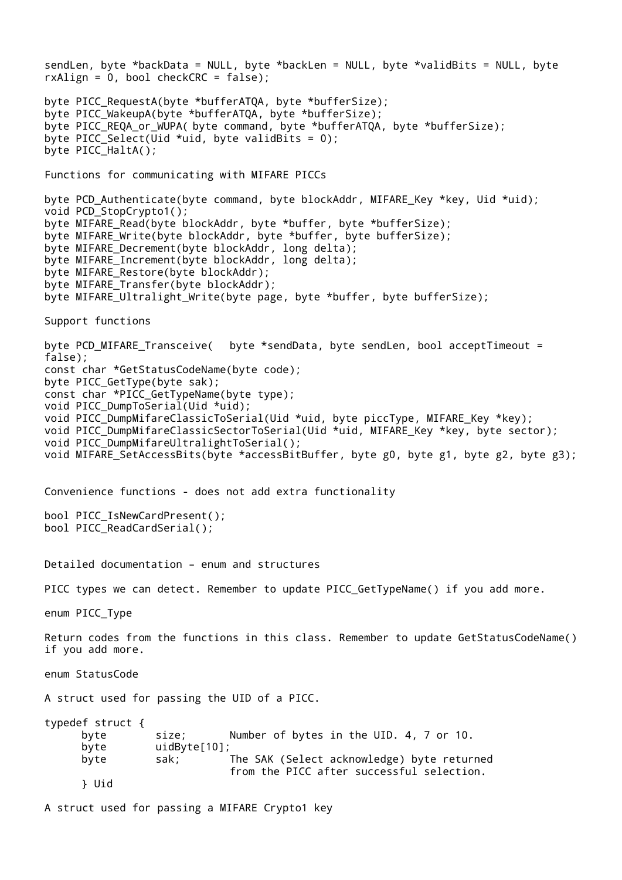```
sendLen, byte *backData = NULL, byte *backLen = NULL, byte *validBits = NULL, byte
rxAlign = 0, bool checkCRC = false);

byte PICC_RequestA(byte *bufferATQA, byte *bufferSize);
byte PICC_WakeupA(byte *bufferATQA, byte *bufferSize);
byte PICC_REQA_or_WUPA( byte command, byte *bufferATQA, byte *bufferSize);
byte PICC_Select(Uid *uid, byte validBits = 0);
byte PICC_HaltA();
```

Functions for communicating with MIFARE PICCs

```
byte PCD_Authenticate(byte command, byte blockAddr, MIFARE_Key *key, Uid *uid);
void PCD_StopCrypto1();
byte MIFARE_Read(byte blockAddr, byte *buffer, byte *bufferSize);
byte MIFARE_Write(byte blockAddr, byte *buffer, byte bufferSize);
byte MIFARE_Decrement(byte blockAddr, long delta);
byte MIFARE_Increment(byte blockAddr, long delta);
byte MIFARE_Restore(byte blockAddr);
byte MIFARE_Transfer(byte blockAddr);
byte MIFARE_Ultralight_Write(byte page, byte *buffer, byte bufferSize);
```

Support functions

```
byte PCD_MIFARE_Transceive(   byte *sendData, byte sendLen, bool acceptTimeout =
false);
const char *GetStatusCodeName(byte code);
byte PICC_GetType(byte sak);
const char *PICC_GetTypeName(byte type);
void PICC_DumpToSerial(Uid *uid);
void PICC_DumpMifareClassicToSerial(Uid *uid, byte piccType, MIFARE_Key *key);
void PICC_DumpMifareClassicSectorToSerial(Uid *uid, MIFARE_Key *key, byte sector);
void PICC_DumpMifareUltralightToSerial();
void MIFARE_SetAccessBits(byte *accessBitBuffer, byte g0, byte g1, byte g2, byte g3);
```

Convenience functions - does not add extra functionality

```
bool PICC_IsNewCardPresent();
bool PICC_ReadCardSerial();
```

Detailed documentation – enum and structures

PICC types we can detect. Remember to update PICC_GetTypeName() if you add more.

```
enum PICC_Type
```

Return codes from the functions in this class. Remember to update GetStatusCodeName() if you add more.

```
enum StatusCode
```

A struct used for passing the UID of a PICC.

```
typedef struct {
      byte        size;       Number of bytes in the UID. 4, 7 or 10.
      byte        uidByte[10];
      byte        sak;        The SAK (Select acknowledge) byte returned
                              from the PICC after successful selection.
      } Uid
```

A struct used for passing a MIFARE Crypto1 key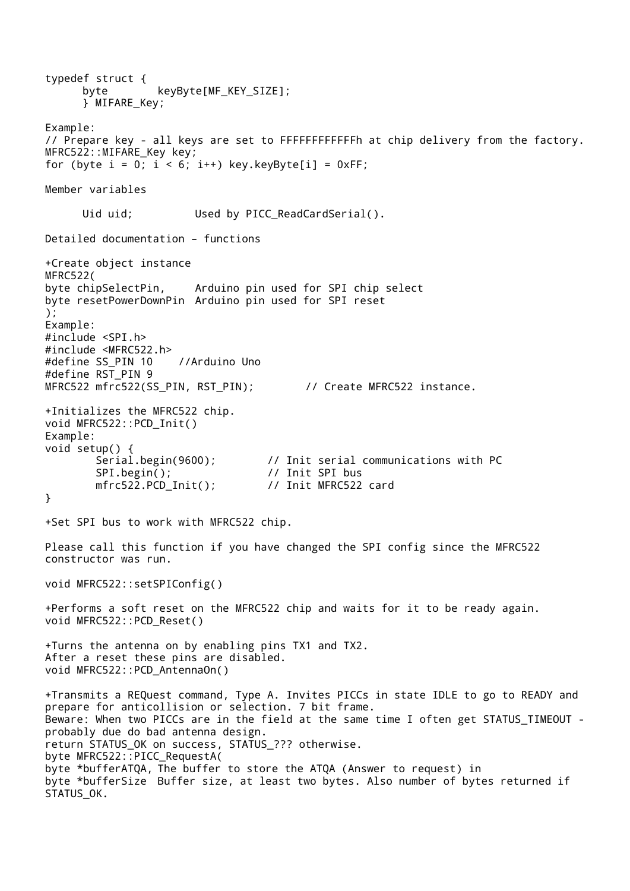```
typedef struct {
      byte       keyByte[MF_KEY_SIZE];
      } MIFARE_Key;
```

Example:

```
// Prepare key - all keys are set to FFFFFFFFFFFFh at chip delivery from the factory.
MFRC522::MIFARE_Key key;
for (byte i = 0; i < 6; i++) key.keyByte[i] = 0xFF;
```

Member variables

```
      Uid uid;          Used by PICC_ReadCardSerial().
```

Detailed documentation – functions

+Create object instance

```
MFRC522(
byte chipSelectPin,     Arduino pin used for SPI chip select
byte resetPowerDownPin  Arduino pin used for SPI reset
);
```

Example:

```
#include <SPI.h>
#include <MFRC522.h>
#define SS_PIN 10    //Arduino Uno
#define RST_PIN 9
MFRC522 mfrc522(SS_PIN, RST_PIN);        // Create MFRC522 instance.
```

+Initializes the MFRC522 chip.

```
void MFRC522::PCD_Init()
```

Example:

```
void setup() {
        Serial.begin(9600);        // Init serial communications with PC
        SPI.begin();               // Init SPI bus
        mfrc522.PCD_Init();        // Init MFRC522 card
}
```

+Set SPI bus to work with MFRC522 chip.

Please call this function if you have changed the SPI config since the MFRC522 constructor was run.

```
void MFRC522::setSPIConfig()
```

+Performs a soft reset on the MFRC522 chip and waits for it to be ready again.

```
void MFRC522::PCD_Reset()
```

+Turns the antenna on by enabling pins TX1 and TX2.
After a reset these pins are disabled.

```
void MFRC522::PCD_AntennaOn()
```

+Transmits a REQuest command, Type A. Invites PICCs in state IDLE to go to READY and prepare for anticollision or selection. 7 bit frame.
Beware: When two PICCs are in the field at the same time I often get STATUS_TIMEOUT - probably due do bad antenna design.
return STATUS_OK on success, STATUS_??? otherwise.

```
byte MFRC522::PICC_RequestA(
byte *bufferATQA, The buffer to store the ATQA (Answer to request) in
byte *bufferSize  Buffer size, at least two bytes. Also number of bytes returned if STATUS_OK.
```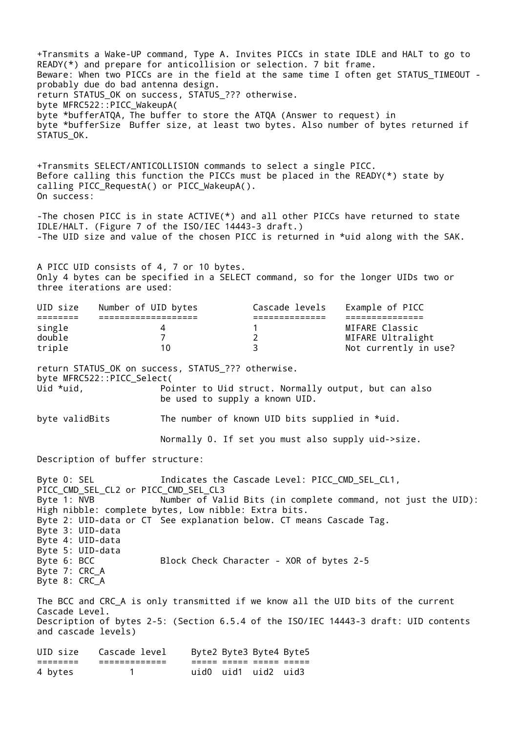+Transmits a Wake-UP command, Type A. Invites PICCs in state IDLE and HALT to go to READY(*) and prepare for anticollision or selection. 7 bit frame.
Beware: When two PICCs are in the field at the same time I often get STATUS_TIMEOUT - probably due do bad antenna design.
return STATUS_OK on success, STATUS_??? otherwise.
byte MFRC522::PICC_WakeupA(
byte *bufferATQA, The buffer to store the ATQA (Answer to request) in
byte *bufferSize  Buffer size, at least two bytes. Also number of bytes returned if STATUS_OK.

+Transmits SELECT/ANTICOLLISION commands to select a single PICC.
Before calling this function the PICCs must be placed in the READY(*) state by calling PICC_RequestA() or PICC_WakeupA().
On success:

-The chosen PICC is in state ACTIVE(*) and all other PICCs have returned to state IDLE/HALT. (Figure 7 of the ISO/IEC 14443-3 draft.)
-The UID size and value of the chosen PICC is returned in *uid along with the SAK.

A PICC UID consists of 4, 7 or 10 bytes.
Only 4 bytes can be specified in a SELECT command, so for the longer UIDs two or three iterations are used:

| UID size | Number of UID bytes | Cascade levels | Example of PICC |
|---|---|---|---|
| single | 4 | 1 | MIFARE Classic |
| double | 7 | 2 | MIFARE Ultralight |
| triple | 10 | 3 | Not currently in use? |

return STATUS_OK on success, STATUS_??? otherwise.
byte MFRC522::PICC_Select(
Uid *uid,               Pointer to Uid struct. Normally output, but can also be used to supply a known UID.

byte validBits          The number of known UID bits supplied in *uid.

Normally 0. If set you must also supply uid->size.

Description of buffer structure:

Byte 0: SEL             Indicates the Cascade Level: PICC_CMD_SEL_CL1, PICC_CMD_SEL_CL2 or PICC_CMD_SEL_CL3
Byte 1: NVB             Number of Valid Bits (in complete command, not just the UID): High nibble: complete bytes, Low nibble: Extra bits.
Byte 2: UID-data or CT  See explanation below. CT means Cascade Tag.
Byte 3: UID-data
Byte 4: UID-data
Byte 5: UID-data
Byte 6: BCC             Block Check Character - XOR of bytes 2-5
Byte 7: CRC_A
Byte 8: CRC_A

The BCC and CRC_A is only transmitted if we know all the UID bits of the current Cascade Level.
Description of bytes 2-5: (Section 6.5.4 of the ISO/IEC 14443-3 draft: UID contents and cascade levels)

| UID size | Cascade level | Byte2 | Byte3 | Byte4 | Byte5 |
|---|---|---|---|---|---|
| 4 bytes | 1 | uid0 | uid1 | uid2 | uid3 |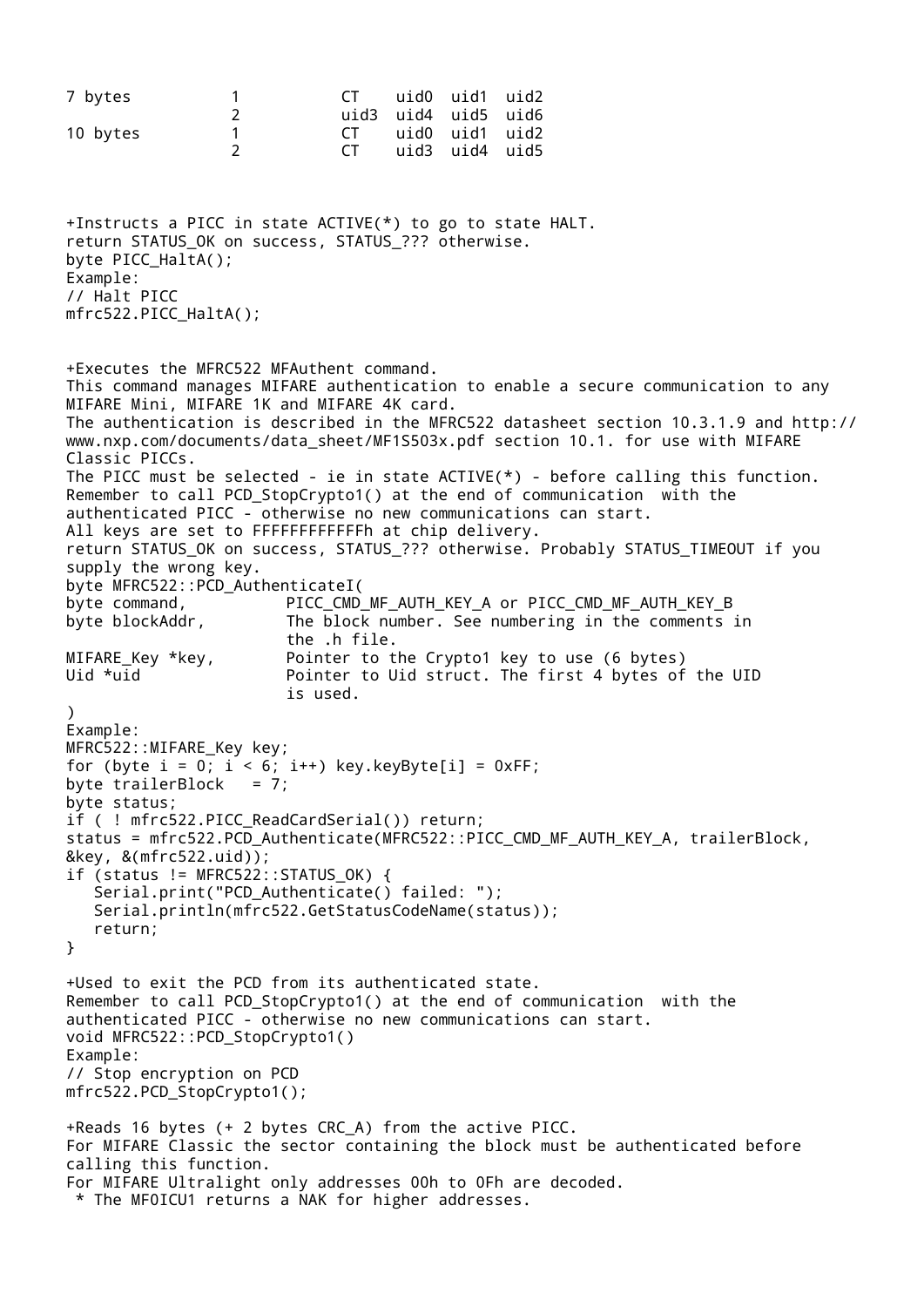| | | | | | |
|---|---|---|---|---|---|
| 7 bytes | 1 | CT | uid0 | uid1 | uid2 |
| | 2 | uid3 | uid4 | uid5 | uid6 |
| 10 bytes | 1 | CT | uid0 | uid1 | uid2 |
| | 2 | CT | uid3 | uid4 | uid5 |

+Instructs a PICC in state ACTIVE(*) to go to state HALT.
return STATUS_OK on success, STATUS_??? otherwise.

```
byte PICC_HaltA();
```

Example:

```
// Halt PICC
mfrc522.PICC_HaltA();
```

+Executes the MFRC522 MFAuthent command.
This command manages MIFARE authentication to enable a secure communication to any MIFARE Mini, MIFARE 1K and MIFARE 4K card.
The authentication is described in the MFRC522 datasheet section 10.3.1.9 and http://www.nxp.com/documents/data_sheet/MF1S503x.pdf section 10.1. for use with MIFARE Classic PICCs.
The PICC must be selected - ie in state ACTIVE(*) - before calling this function.
Remember to call PCD_StopCrypto1() at the end of communication with the authenticated PICC - otherwise no new communications can start.
All keys are set to FFFFFFFFFFFFh at chip delivery.
return STATUS_OK on success, STATUS_??? otherwise. Probably STATUS_TIMEOUT if you supply the wrong key.

```
byte MFRC522::PCD_AuthenticateI(
byte command,           PICC_CMD_MF_AUTH_KEY_A or PICC_CMD_MF_AUTH_KEY_B
byte blockAddr,         The block number. See numbering in the comments in
                        the .h file.
MIFARE_Key *key,        Pointer to the Crypto1 key to use (6 bytes)
Uid *uid                Pointer to Uid struct. The first 4 bytes of the UID
                        is used.
)
```

Example:

```
MFRC522::MIFARE_Key key;
for (byte i = 0; i < 6; i++) key.keyByte[i] = 0xFF;
byte trailerBlock   = 7;
byte status;
if ( ! mfrc522.PICC_ReadCardSerial()) return;
status = mfrc522.PCD_Authenticate(MFRC522::PICC_CMD_MF_AUTH_KEY_A, trailerBlock,
&key, &(mfrc522.uid));
if (status != MFRC522::STATUS_OK) {
   Serial.print("PCD_Authenticate() failed: ");
   Serial.println(mfrc522.GetStatusCodeName(status));
   return;
}
```

+Used to exit the PCD from its authenticated state.
Remember to call PCD_StopCrypto1() at the end of communication with the authenticated PICC - otherwise no new communications can start.

```
void MFRC522::PCD_StopCrypto1()
```

Example:

```
// Stop encryption on PCD
mfrc522.PCD_StopCrypto1();
```

+Reads 16 bytes (+ 2 bytes CRC_A) from the active PICC.
For MIFARE Classic the sector containing the block must be authenticated before calling this function.
For MIFARE Ultralight only addresses 00h to 0Fh are decoded.
 * The MF0ICU1 returns a NAK for higher addresses.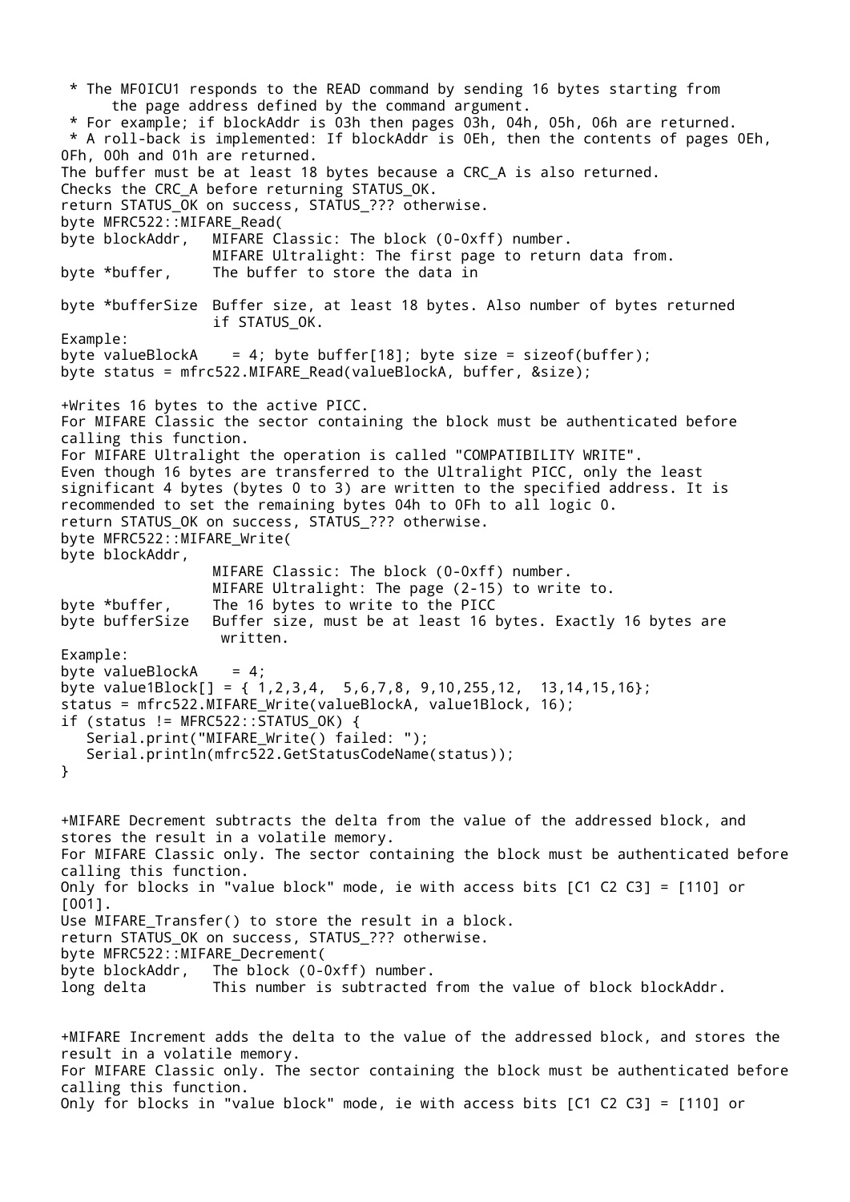* The MF0ICU1 responds to the READ command by sending 16 bytes starting from the page address defined by the command argument.
* For example; if blockAddr is 03h then pages 03h, 04h, 05h, 06h are returned.
* A roll-back is implemented: If blockAddr is 0Eh, then the contents of pages 0Eh, 0Fh, 00h and 01h are returned.

The buffer must be at least 18 bytes because a CRC_A is also returned.
Checks the CRC_A before returning STATUS_OK.
return STATUS_OK on success, STATUS_??? otherwise.

```
byte MFRC522::MIFARE_Read(
byte blockAddr,   MIFARE Classic: The block (0-0xff) number.
                  MIFARE Ultralight: The first page to return data from.
byte *buffer,     The buffer to store the data in

byte *bufferSize  Buffer size, at least 18 bytes. Also number of bytes returned
                  if STATUS_OK.
```

Example:

```
byte valueBlockA    = 4; byte buffer[18]; byte size = sizeof(buffer);
byte status = mfrc522.MIFARE_Read(valueBlockA, buffer, &size);
```

+Writes 16 bytes to the active PICC.
For MIFARE Classic the sector containing the block must be authenticated before calling this function.
For MIFARE Ultralight the operation is called "COMPATIBILITY WRITE".
Even though 16 bytes are transferred to the Ultralight PICC, only the least significant 4 bytes (bytes 0 to 3) are written to the specified address. It is recommended to set the remaining bytes 04h to 0Fh to all logic 0.
return STATUS_OK on success, STATUS_??? otherwise.

```
byte MFRC522::MIFARE_Write(
byte blockAddr,
                  MIFARE Classic: The block (0-0xff) number.
                  MIFARE Ultralight: The page (2-15) to write to.
byte *buffer,     The 16 bytes to write to the PICC
byte bufferSize   Buffer size, must be at least 16 bytes. Exactly 16 bytes are
                   written.
```

Example:

```
byte valueBlockA    = 4;
byte value1Block[] = { 1,2,3,4,  5,6,7,8, 9,10,255,12,  13,14,15,16};
status = mfrc522.MIFARE_Write(valueBlockA, value1Block, 16);
if (status != MFRC522::STATUS_OK) {
   Serial.print("MIFARE_Write() failed: ");
   Serial.println(mfrc522.GetStatusCodeName(status));
}
```

+MIFARE Decrement subtracts the delta from the value of the addressed block, and stores the result in a volatile memory.
For MIFARE Classic only. The sector containing the block must be authenticated before calling this function.
Only for blocks in "value block" mode, ie with access bits [C1 C2 C3] = [110] or [001].
Use MIFARE_Transfer() to store the result in a block.
return STATUS_OK on success, STATUS_??? otherwise.

```
byte MFRC522::MIFARE_Decrement(
byte blockAddr,   The block (0-0xff) number.
long delta        This number is subtracted from the value of block blockAddr.
```

+MIFARE Increment adds the delta to the value of the addressed block, and stores the result in a volatile memory.
For MIFARE Classic only. The sector containing the block must be authenticated before calling this function.
Only for blocks in "value block" mode, ie with access bits [C1 C2 C3] = [110] or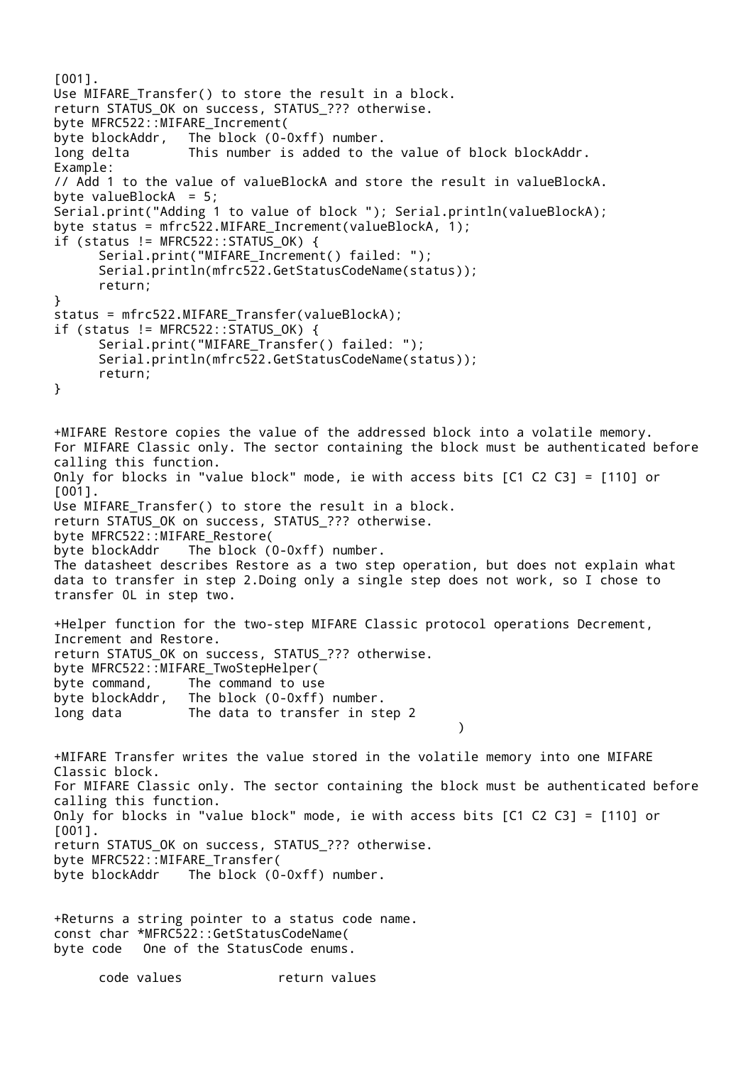[001].
Use MIFARE_Transfer() to store the result in a block.
return STATUS_OK on success, STATUS_??? otherwise.
byte MFRC522::MIFARE_Increment(
byte blockAddr,   The block (0-0xff) number.
long delta        This number is added to the value of block blockAddr.
Example:

```
// Add 1 to the value of valueBlockA and store the result in valueBlockA.
byte valueBlockA  = 5;
Serial.print("Adding 1 to value of block "); Serial.println(valueBlockA);
byte status = mfrc522.MIFARE_Increment(valueBlockA, 1);
if (status != MFRC522::STATUS_OK) {
      Serial.print("MIFARE_Increment() failed: ");
      Serial.println(mfrc522.GetStatusCodeName(status));
      return;
}
status = mfrc522.MIFARE_Transfer(valueBlockA);
if (status != MFRC522::STATUS_OK) {
      Serial.print("MIFARE_Transfer() failed: ");
      Serial.println(mfrc522.GetStatusCodeName(status));
      return;
}
```

+MIFARE Restore copies the value of the addressed block into a volatile memory.
For MIFARE Classic only. The sector containing the block must be authenticated before calling this function.
Only for blocks in "value block" mode, ie with access bits [C1 C2 C3] = [110] or [001].
Use MIFARE_Transfer() to store the result in a block.
return STATUS_OK on success, STATUS_??? otherwise.
byte MFRC522::MIFARE_Restore(
byte blockAddr    The block (0-0xff) number.
The datasheet describes Restore as a two step operation, but does not explain what data to transfer in step 2.Doing only a single step does not work, so I chose to transfer 0L in step two.

+Helper function for the two-step MIFARE Classic protocol operations Decrement, Increment and Restore.
return STATUS_OK on success, STATUS_??? otherwise.
byte MFRC522::MIFARE_TwoStepHelper(
byte command,     The command to use
byte blockAddr,   The block (0-0xff) number.
long data         The data to transfer in step 2
)

+MIFARE Transfer writes the value stored in the volatile memory into one MIFARE Classic block.
For MIFARE Classic only. The sector containing the block must be authenticated before calling this function.
Only for blocks in "value block" mode, ie with access bits [C1 C2 C3] = [110] or [001].
return STATUS_OK on success, STATUS_??? otherwise.
byte MFRC522::MIFARE_Transfer(
byte blockAddr    The block (0-0xff) number.

+Returns a string pointer to a status code name.
const char *MFRC522::GetStatusCodeName(
byte code   One of the StatusCode enums.

code values             return values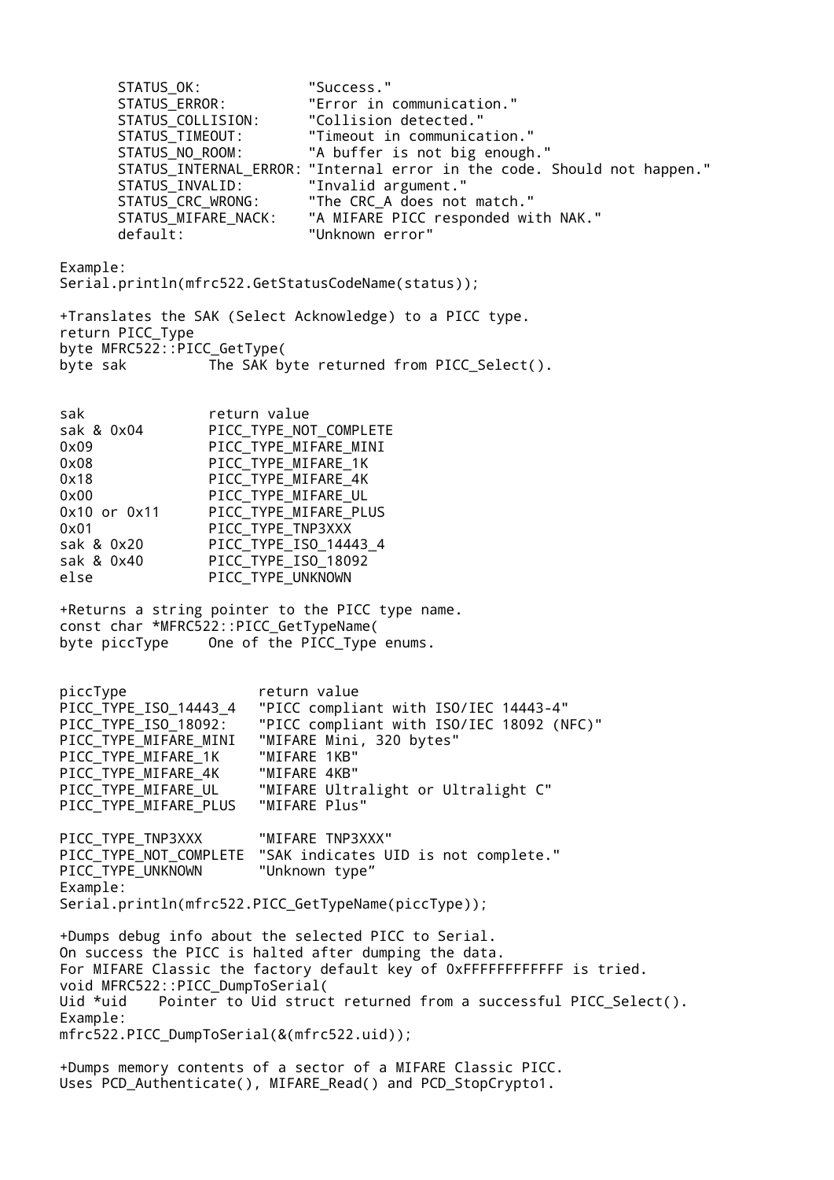```
STATUS_OK:             "Success."
STATUS_ERROR:          "Error in communication."
STATUS_COLLISION:      "Collision detected."
STATUS_TIMEOUT:        "Timeout in communication."
STATUS_NO_ROOM:        "A buffer is not big enough."
STATUS_INTERNAL_ERROR: "Internal error in the code. Should not happen."
STATUS_INVALID:        "Invalid argument."
STATUS_CRC_WRONG:      "The CRC_A does not match."
STATUS_MIFARE_NACK:    "A MIFARE PICC responded with NAK."
default:               "Unknown error"
```

Example:

```
Serial.println(mfrc522.GetStatusCodeName(status));
```

+Translates the SAK (Select Acknowledge) to a PICC type.

return PICC_Type

```
byte MFRC522::PICC_GetType(
byte sak          The SAK byte returned from PICC_Select().
```

| sak | return value |
|---|---|
| sak & 0x04 | PICC_TYPE_NOT_COMPLETE |
| 0x09 | PICC_TYPE_MIFARE_MINI |
| 0x08 | PICC_TYPE_MIFARE_1K |
| 0x18 | PICC_TYPE_MIFARE_4K |
| 0x00 | PICC_TYPE_MIFARE_UL |
| 0x10 or 0x11 | PICC_TYPE_MIFARE_PLUS |
| 0x01 | PICC_TYPE_TNP3XXX |
| sak & 0x20 | PICC_TYPE_ISO_14443_4 |
| sak & 0x40 | PICC_TYPE_ISO_18092 |
| else | PICC_TYPE_UNKNOWN |

+Returns a string pointer to the PICC type name.

```
const char *MFRC522::PICC_GetTypeName(
byte piccType     One of the PICC_Type enums.
```

| piccType | return value |
|---|---|
| PICC_TYPE_ISO_14443_4 | "PICC compliant with ISO/IEC 14443-4" |
| PICC_TYPE_ISO_18092: | "PICC compliant with ISO/IEC 18092 (NFC)" |
| PICC_TYPE_MIFARE_MINI | "MIFARE Mini, 320 bytes" |
| PICC_TYPE_MIFARE_1K | "MIFARE 1KB" |
| PICC_TYPE_MIFARE_4K | "MIFARE 4KB" |
| PICC_TYPE_MIFARE_UL | "MIFARE Ultralight or Ultralight C" |
| PICC_TYPE_MIFARE_PLUS | "MIFARE Plus" |
| PICC_TYPE_TNP3XXX | "MIFARE TNP3XXX" |
| PICC_TYPE_NOT_COMPLETE | "SAK indicates UID is not complete." |
| PICC_TYPE_UNKNOWN | "Unknown type" |

Example:

```
Serial.println(mfrc522.PICC_GetTypeName(piccType));
```

+Dumps debug info about the selected PICC to Serial.
On success the PICC is halted after dumping the data.
For MIFARE Classic the factory default key of 0xFFFFFFFFFFFF is tried.

```
void MFRC522::PICC_DumpToSerial(
Uid *uid    Pointer to Uid struct returned from a successful PICC_Select().
```

Example:

```
mfrc522.PICC_DumpToSerial(&(mfrc522.uid));
```

+Dumps memory contents of a sector of a MIFARE Classic PICC.
Uses PCD_Authenticate(), MIFARE_Read() and PCD_StopCrypto1.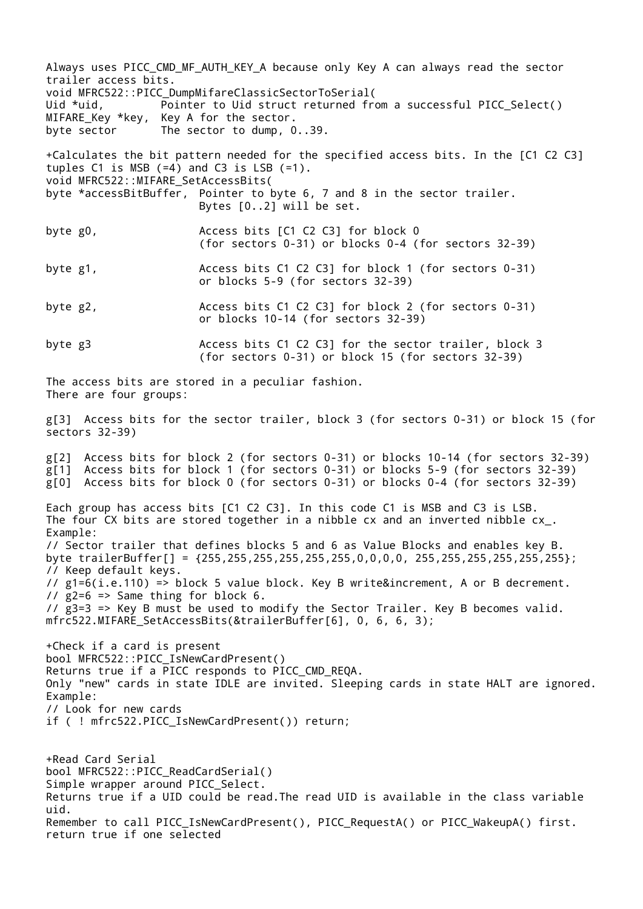Always uses PICC_CMD_MF_AUTH_KEY_A because only Key A can always read the sector trailer access bits.

```
void MFRC522::PICC_DumpMifareClassicSectorToSerial(
Uid *uid,         Pointer to Uid struct returned from a successful PICC_Select()
MIFARE_Key *key,  Key A for the sector.
byte sector       The sector to dump, 0..39.
```

+Calculates the bit pattern needed for the specified access bits. In the [C1 C2 C3] tuples C1 is MSB (=4) and C3 is LSB (=1).

```
void MFRC522::MIFARE_SetAccessBits(
byte *accessBitBuffer,  Pointer to byte 6, 7 and 8 in the sector trailer.
                        Bytes [0..2] will be set.

byte g0,                Access bits [C1 C2 C3] for block 0
                        (for sectors 0-31) or blocks 0-4 (for sectors 32-39)

byte g1,                Access bits C1 C2 C3] for block 1 (for sectors 0-31)
                        or blocks 5-9 (for sectors 32-39)

byte g2,                Access bits C1 C2 C3] for block 2 (for sectors 0-31)
                        or blocks 10-14 (for sectors 32-39)

byte g3                 Access bits C1 C2 C3] for the sector trailer, block 3
                        (for sectors 0-31) or block 15 (for sectors 32-39)
```

The access bits are stored in a peculiar fashion.
There are four groups:

g[3] Access bits for the sector trailer, block 3 (for sectors 0-31) or block 15 (for sectors 32-39)

g[2] Access bits for block 2 (for sectors 0-31) or blocks 10-14 (for sectors 32-39)
g[1] Access bits for block 1 (for sectors 0-31) or blocks 5-9 (for sectors 32-39)
g[0] Access bits for block 0 (for sectors 0-31) or blocks 0-4 (for sectors 32-39)

Each group has access bits [C1 C2 C3]. In this code C1 is MSB and C3 is LSB.
The four CX bits are stored together in a nibble cx and an inverted nibble cx_.
Example:

```
// Sector trailer that defines blocks 5 and 6 as Value Blocks and enables key B.
byte trailerBuffer[] = {255,255,255,255,255,255,0,0,0,0, 255,255,255,255,255,255};
// Keep default keys.
// g1=6(i.e.110) => block 5 value block. Key B write&increment, A or B decrement.
// g2=6 => Same thing for block 6.
// g3=3 => Key B must be used to modify the Sector Trailer. Key B becomes valid.
mfrc522.MIFARE_SetAccessBits(&trailerBuffer[6], 0, 6, 6, 3);
```

+Check if a card is present

```
bool MFRC522::PICC_IsNewCardPresent()
```

Returns true if a PICC responds to PICC_CMD_REQA.
Only "new" cards in state IDLE are invited. Sleeping cards in state HALT are ignored.
Example:

```
// Look for new cards
if ( ! mfrc522.PICC_IsNewCardPresent()) return;
```

+Read Card Serial

```
bool MFRC522::PICC_ReadCardSerial()
```

Simple wrapper around PICC_Select.
Returns true if a UID could be read.The read UID is available in the class variable uid.
Remember to call PICC_IsNewCardPresent(), PICC_RequestA() or PICC_WakeupA() first.
return true if one selected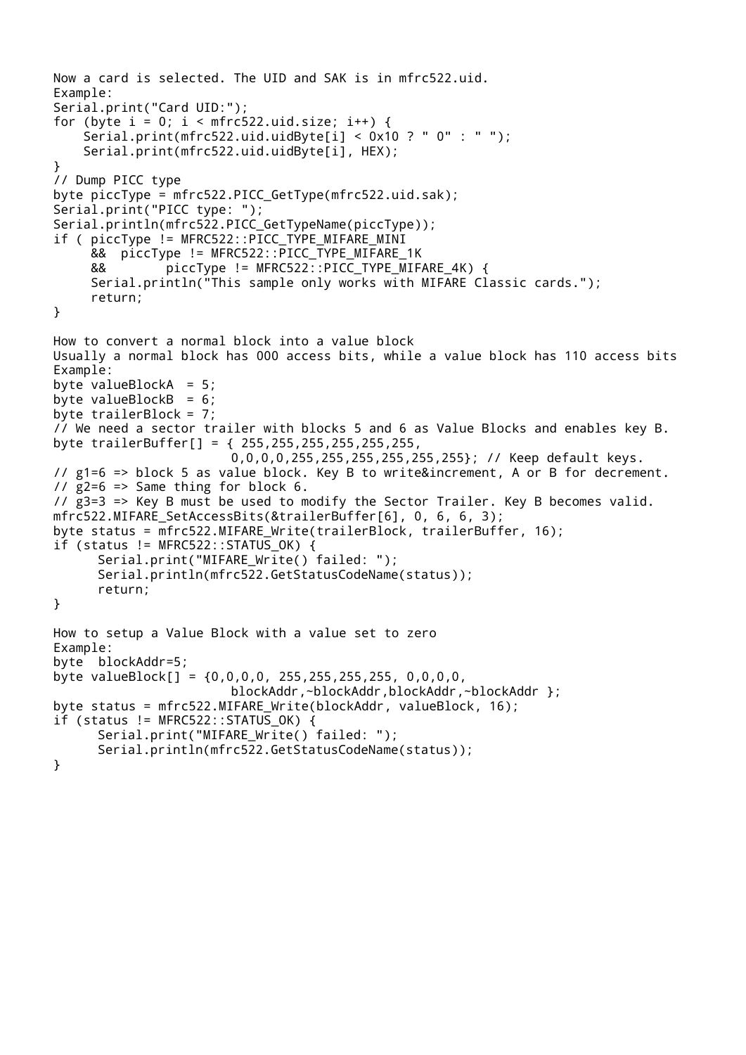Now a card is selected. The UID and SAK is in mfrc522.uid.

Example:

```
Serial.print("Card UID:");
for (byte i = 0; i < mfrc522.uid.size; i++) {
    Serial.print(mfrc522.uid.uidByte[i] < 0x10 ? " 0" : " ");
    Serial.print(mfrc522.uid.uidByte[i], HEX);
}
// Dump PICC type
byte piccType = mfrc522.PICC_GetType(mfrc522.uid.sak);
Serial.print("PICC type: ");
Serial.println(mfrc522.PICC_GetTypeName(piccType));
if ( piccType != MFRC522::PICC_TYPE_MIFARE_MINI
     &&  piccType != MFRC522::PICC_TYPE_MIFARE_1K
     &&        piccType != MFRC522::PICC_TYPE_MIFARE_4K) {
     Serial.println("This sample only works with MIFARE Classic cards.");
     return;
}
```

How to convert a normal block into a value block

Usually a normal block has 000 access bits, while a value block has 110 access bits

Example:

```
byte valueBlockA  = 5;
byte valueBlockB  = 6;
byte trailerBlock = 7;
// We need a sector trailer with blocks 5 and 6 as Value Blocks and enables key B.
byte trailerBuffer[] = { 255,255,255,255,255,255,
                        0,0,0,0,255,255,255,255,255,255}; // Keep default keys.
// g1=6 => block 5 as value block. Key B to write&increment, A or B for decrement.
// g2=6 => Same thing for block 6.
// g3=3 => Key B must be used to modify the Sector Trailer. Key B becomes valid.
mfrc522.MIFARE_SetAccessBits(&trailerBuffer[6], 0, 6, 6, 3);
byte status = mfrc522.MIFARE_Write(trailerBlock, trailerBuffer, 16);
if (status != MFRC522::STATUS_OK) {
      Serial.print("MIFARE_Write() failed: ");
      Serial.println(mfrc522.GetStatusCodeName(status));
      return;
}
```

How to setup a Value Block with a value set to zero

Example:

```
byte  blockAddr=5;
byte valueBlock[] = {0,0,0,0, 255,255,255,255, 0,0,0,0,
                    blockAddr,~blockAddr,blockAddr,~blockAddr };
byte status = mfrc522.MIFARE_Write(blockAddr, valueBlock, 16);
if (status != MFRC522::STATUS_OK) {
      Serial.print("MIFARE_Write() failed: ");
      Serial.println(mfrc522.GetStatusCodeName(status));
}
```